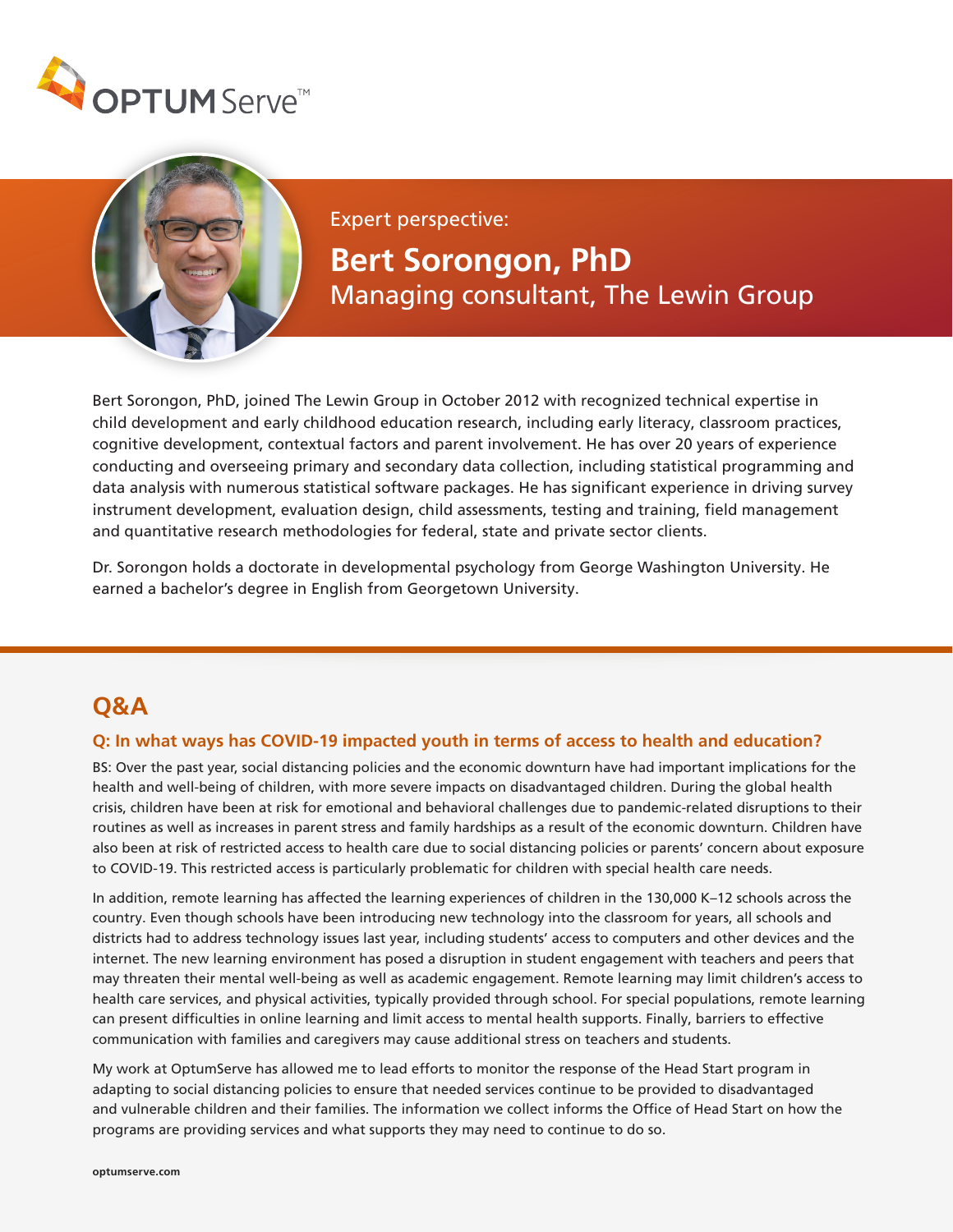OPTUM Serve™

Expert perspective:

# Bert Sorongon, PhD

Managing consultant, The Lewin Group

Bert Sorongon, PhD, joined The Lewin Group in October 2012 with recognized technical expertise in child development and early childhood education research, including early literacy, classroom practices, cognitive development, contextual factors and parent involvement. He has over 20 years of experience conducting and overseeing primary and secondary data collection, including statistical programming and data analysis with numerous statistical software packages. He has significant experience in driving survey instrument development, evaluation design, child assessments, testing and training, field management and quantitative research methodologies for federal, state and private sector clients.

Dr. Sorongon holds a doctorate in developmental psychology from George Washington University. He earned a bachelor's degree in English from Georgetown University.

## Q&A

### Q: In what ways has COVID-19 impacted youth in terms of access to health and education?

BS: Over the past year, social distancing policies and the economic downturn have had important implications for the health and well-being of children, with more severe impacts on disadvantaged children. During the global health crisis, children have been at risk for emotional and behavioral challenges due to pandemic-related disruptions to their routines as well as increases in parent stress and family hardships as a result of the economic downturn. Children have also been at risk of restricted access to health care due to social distancing policies or parents' concern about exposure to COVID-19. This restricted access is particularly problematic for children with special health care needs.

In addition, remote learning has affected the learning experiences of children in the 130,000 K–12 schools across the country. Even though schools have been introducing new technology into the classroom for years, all schools and districts had to address technology issues last year, including students' access to computers and other devices and the internet. The new learning environment has posed a disruption in student engagement with teachers and peers that may threaten their mental well-being as well as academic engagement. Remote learning may limit children's access to health care services, and physical activities, typically provided through school. For special populations, remote learning can present difficulties in online learning and limit access to mental health supports. Finally, barriers to effective communication with families and caregivers may cause additional stress on teachers and students.

My work at OptumServe has allowed me to lead efforts to monitor the response of the Head Start program in adapting to social distancing policies to ensure that needed services continue to be provided to disadvantaged and vulnerable children and their families. The information we collect informs the Office of Head Start on how the programs are providing services and what supports they may need to continue to do so.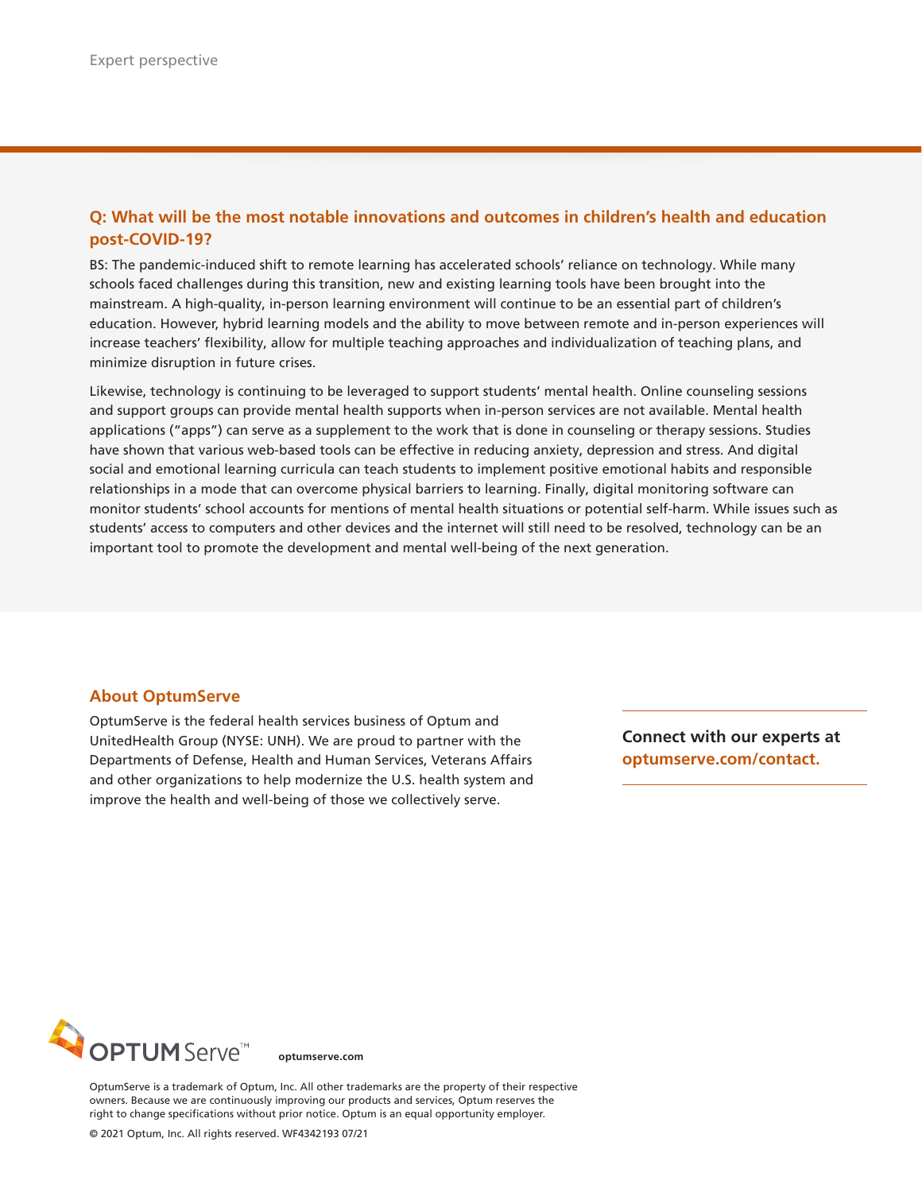**Q: What will be the most notable innovations and outcomes in children's health and education post-COVID-19?**

BS: The pandemic-induced shift to remote learning has accelerated schools' reliance on technology. While many schools faced challenges during this transition, new and existing learning tools have been brought into the mainstream. A high-quality, in-person learning environment will continue to be an essential part of children's education. However, hybrid learning models and the ability to move between remote and in-person experiences will increase teachers' flexibility, allow for multiple teaching approaches and individualization of teaching plans, and minimize disruption in future crises.

Likewise, technology is continuing to be leveraged to support students' mental health. Online counseling sessions and support groups can provide mental health supports when in-person services are not available. Mental health applications ("apps") can serve as a supplement to the work that is done in counseling or therapy sessions. Studies have shown that various web-based tools can be effective in reducing anxiety, depression and stress. And digital social and emotional learning curricula can teach students to implement positive emotional habits and responsible relationships in a mode that can overcome physical barriers to learning. Finally, digital monitoring software can monitor students' school accounts for mentions of mental health situations or potential self-harm. While issues such as students' access to computers and other devices and the internet will still need to be resolved, technology can be an important tool to promote the development and mental well-being of the next generation.

## About OptumServe

OptumServe is the federal health services business of Optum and UnitedHealth Group (NYSE: UNH). We are proud to partner with the Departments of Defense, Health and Human Services, Veterans Affairs and other organizations to help modernize the U.S. health system and improve the health and well-being of those we collectively serve.

**Connect with our experts at optumserve.com/contact.**

OPTUM Serve™

optumserve.com

OptumServe is a trademark of Optum, Inc. All other trademarks are the property of their respective owners. Because we are continuously improving our products and services, Optum reserves the right to change specifications without prior notice. Optum is an equal opportunity employer.

© 2021 Optum, Inc. All rights reserved. WF4342193 07/21